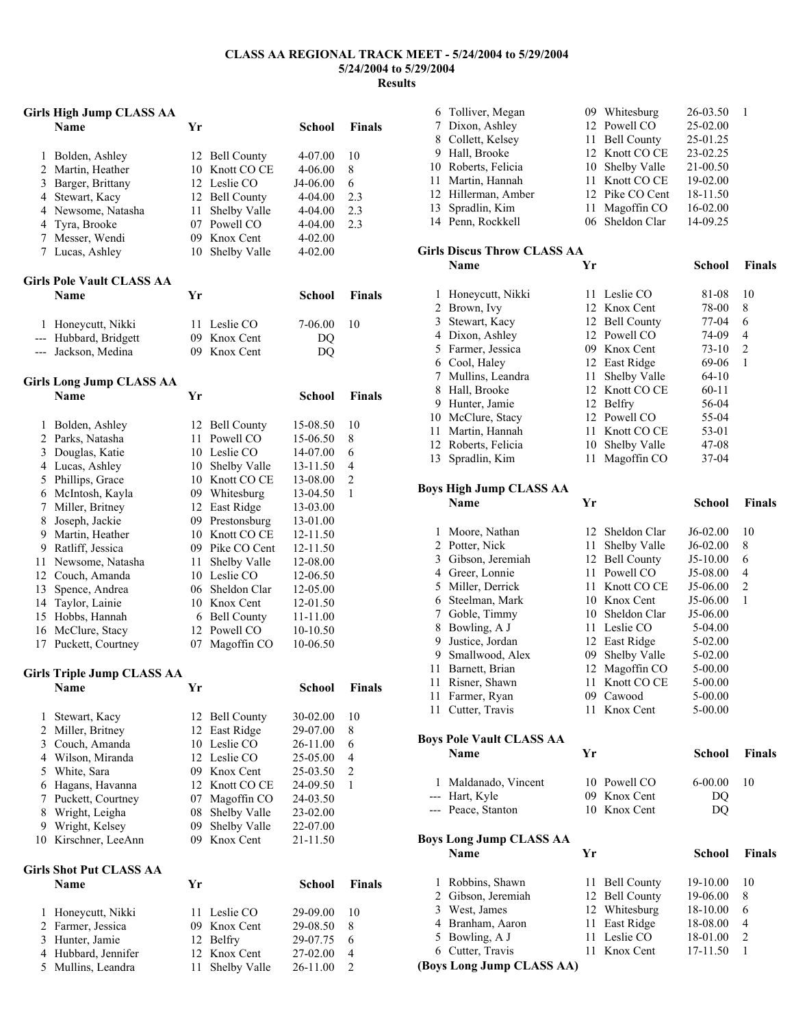# CLASS AA REGIONAL TRACK MEET - 5/24/2004 to 5/29/2004

**5/24/2004 to 5/29/2004**

**Results**

### Girls High Jump CLASS AA

| | Name | Yr | School | Finals | |
|---|---|---|---|---|---|
| 1 | Bolden, Ashley | 12 | Bell County | 4-07.00 | 10 |
| 2 | Martin, Heather | 10 | Knott CO CE | 4-06.00 | 8 |
| 3 | Barger, Brittany | 12 | Leslie CO | J4-06.00 | 6 |
| 4 | Stewart, Kacy | 12 | Bell County | 4-04.00 | 2.3 |
| 4 | Newsome, Natasha | 11 | Shelby Valle | 4-04.00 | 2.3 |
| 4 | Tyra, Brooke | 07 | Powell CO | 4-04.00 | 2.3 |
| 7 | Messer, Wendi | 09 | Knox Cent | 4-02.00 | |
| 7 | Lucas, Ashley | 10 | Shelby Valle | 4-02.00 | |

### Girls Pole Vault CLASS AA

| | Name | Yr | School | Finals | |
|---|---|---|---|---|---|
| 1 | Honeycutt, Nikki | 11 | Leslie CO | 7-06.00 | 10 |
| --- | Hubbard, Bridgett | 09 | Knox Cent | DQ | |
| --- | Jackson, Medina | 09 | Knox Cent | DQ | |

### Girls Long Jump CLASS AA

| | Name | Yr | School | Finals | |
|---|---|---|---|---|---|
| 1 | Bolden, Ashley | 12 | Bell County | 15-08.50 | 10 |
| 2 | Parks, Natasha | 11 | Powell CO | 15-06.50 | 8 |
| 3 | Douglas, Katie | 10 | Leslie CO | 14-07.00 | 6 |
| 4 | Lucas, Ashley | 10 | Shelby Valle | 13-11.50 | 4 |
| 5 | Phillips, Grace | 10 | Knott CO CE | 13-08.00 | 2 |
| 6 | McIntosh, Kayla | 09 | Whitesburg | 13-04.50 | 1 |
| 7 | Miller, Britney | 12 | East Ridge | 13-03.00 | |
| 8 | Joseph, Jackie | 09 | Prestonsburg | 13-01.00 | |
| 9 | Martin, Heather | 10 | Knott CO CE | 12-11.50 | |
| 9 | Ratliff, Jessica | 09 | Pike CO Cent | 12-11.50 | |
| 11 | Newsome, Natasha | 11 | Shelby Valle | 12-08.00 | |
| 12 | Couch, Amanda | 10 | Leslie CO | 12-06.50 | |
| 13 | Spence, Andrea | 06 | Sheldon Clar | 12-05.00 | |
| 14 | Taylor, Lainie | 10 | Knox Cent | 12-01.50 | |
| 15 | Hobbs, Hannah | 6 | Bell County | 11-11.00 | |
| 16 | McClure, Stacy | 12 | Powell CO | 10-10.50 | |
| 17 | Puckett, Courtney | 07 | Magoffin CO | 10-06.50 | |

### Girls Triple Jump CLASS AA

| | Name | Yr | School | Finals | |
|---|---|---|---|---|---|
| 1 | Stewart, Kacy | 12 | Bell County | 30-02.00 | 10 |
| 2 | Miller, Britney | 12 | East Ridge | 29-07.00 | 8 |
| 3 | Couch, Amanda | 10 | Leslie CO | 26-11.00 | 6 |
| 4 | Wilson, Miranda | 12 | Leslie CO | 25-05.00 | 4 |
| 5 | White, Sara | 09 | Knox Cent | 25-03.50 | 2 |
| 6 | Hagans, Havanna | 12 | Knott CO CE | 24-09.50 | 1 |
| 7 | Puckett, Courtney | 07 | Magoffin CO | 24-03.50 | |
| 8 | Wright, Leigha | 08 | Shelby Valle | 23-02.00 | |
| 9 | Wright, Kelsey | 09 | Shelby Valle | 22-07.00 | |
| 10 | Kirschner, LeeAnn | 09 | Knox Cent | 21-11.50 | |

### Girls Shot Put CLASS AA

| | Name | Yr | School | Finals | |
|---|---|---|---|---|---|
| 1 | Honeycutt, Nikki | 11 | Leslie CO | 29-09.00 | 10 |
| 2 | Farmer, Jessica | 09 | Knox Cent | 29-08.50 | 8 |
| 3 | Hunter, Jamie | 12 | Belfry | 29-07.75 | 6 |
| 4 | Hubbard, Jennifer | 12 | Knox Cent | 27-02.00 | 4 |
| 5 | Mullins, Leandra | 11 | Shelby Valle | 26-11.00 | 2 |
| 6 | Tolliver, Megan | 09 | Whitesburg | 26-03.50 | 1 |
| 7 | Dixon, Ashley | 12 | Powell CO | 25-02.00 | |
| 8 | Collett, Kelsey | 11 | Bell County | 25-01.25 | |
| 9 | Hall, Brooke | 12 | Knott CO CE | 23-02.25 | |
| 10 | Roberts, Felicia | 10 | Shelby Valle | 21-00.50 | |
| 11 | Martin, Hannah | 11 | Knott CO CE | 19-02.00 | |
| 12 | Hillerman, Amber | 12 | Pike CO Cent | 18-11.50 | |
| 13 | Spradlin, Kim | 11 | Magoffin CO | 16-02.00 | |
| 14 | Penn, Rockkell | 06 | Sheldon Clar | 14-09.25 | |

### Girls Discus Throw CLASS AA

| | Name | Yr | School | Finals | |
|---|---|---|---|---|---|
| 1 | Honeycutt, Nikki | 11 | Leslie CO | 81-08 | 10 |
| 2 | Brown, Ivy | 12 | Knox Cent | 78-00 | 8 |
| 3 | Stewart, Kacy | 12 | Bell County | 77-04 | 6 |
| 4 | Dixon, Ashley | 12 | Powell CO | 74-09 | 4 |
| 5 | Farmer, Jessica | 09 | Knox Cent | 73-10 | 2 |
| 6 | Cool, Haley | 12 | East Ridge | 69-06 | 1 |
| 7 | Mullins, Leandra | 11 | Shelby Valle | 64-10 | |
| 8 | Hall, Brooke | 12 | Knott CO CE | 60-11 | |
| 9 | Hunter, Jamie | 12 | Belfry | 56-04 | |
| 10 | McClure, Stacy | 12 | Powell CO | 55-04 | |
| 11 | Martin, Hannah | 11 | Knott CO CE | 53-01 | |
| 12 | Roberts, Felicia | 10 | Shelby Valle | 47-08 | |
| 13 | Spradlin, Kim | 11 | Magoffin CO | 37-04 | |

### Boys High Jump CLASS AA

| | Name | Yr | School | Finals | |
|---|---|---|---|---|---|
| 1 | Moore, Nathan | 12 | Sheldon Clar | J6-02.00 | 10 |
| 2 | Potter, Nick | 11 | Shelby Valle | J6-02.00 | 8 |
| 3 | Gibson, Jeremiah | 12 | Bell County | J5-10.00 | 6 |
| 4 | Greer, Lonnie | 11 | Powell CO | J5-08.00 | 4 |
| 5 | Miller, Derrick | 11 | Knott CO CE | J5-06.00 | 2 |
| 6 | Steelman, Mark | 10 | Knox Cent | J5-06.00 | 1 |
| 7 | Goble, Timmy | 10 | Sheldon Clar | J5-06.00 | |
| 8 | Bowling, A J | 11 | Leslie CO | 5-04.00 | |
| 9 | Justice, Jordan | 12 | East Ridge | 5-02.00 | |
| 9 | Smallwood, Alex | 09 | Shelby Valle | 5-02.00 | |
| 11 | Barnett, Brian | 12 | Magoffin CO | 5-00.00 | |
| 11 | Risner, Shawn | 11 | Knott CO CE | 5-00.00 | |
| 11 | Farmer, Ryan | 09 | Cawood | 5-00.00 | |
| 11 | Cutter, Travis | 11 | Knox Cent | 5-00.00 | |

### Boys Pole Vault CLASS AA

| | Name | Yr | School | Finals | |
|---|---|---|---|---|---|
| 1 | Maldanado, Vincent | 10 | Powell CO | 6-00.00 | 10 |
| --- | Hart, Kyle | 09 | Knox Cent | DQ | |
| --- | Peace, Stanton | 10 | Knox Cent | DQ | |

### Boys Long Jump CLASS AA

| | Name | Yr | School | Finals | |
|---|---|---|---|---|---|
| 1 | Robbins, Shawn | 11 | Bell County | 19-10.00 | 10 |
| 2 | Gibson, Jeremiah | 12 | Bell County | 19-06.00 | 8 |
| 3 | West, James | 12 | Whitesburg | 18-10.00 | 6 |
| 4 | Branham, Aaron | 11 | East Ridge | 18-08.00 | 4 |
| 5 | Bowling, A J | 11 | Leslie CO | 18-01.00 | 2 |
| 6 | Cutter, Travis | 11 | Knox Cent | 17-11.50 | 1 |

**(Boys Long Jump CLASS AA)**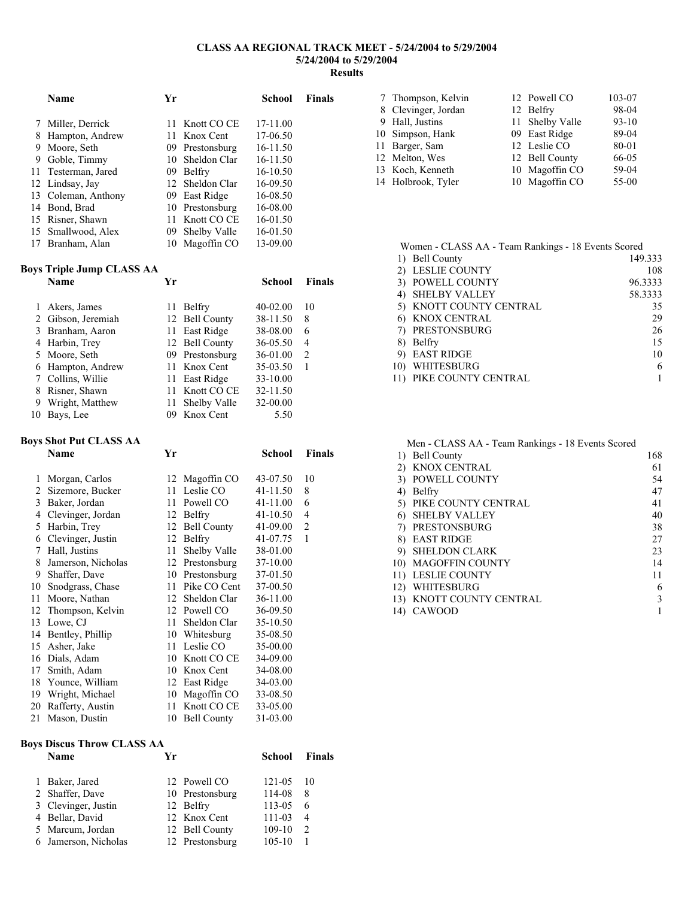**CLASS AA REGIONAL TRACK MEET - 5/24/2004 to 5/29/2004**
**5/24/2004 to 5/29/2004**
**Results**

| | Name | Yr | School | Finals | |
|---|---|---|---|---|---|
| 7 | Miller, Derrick | 11 | Knott CO CE | 17-11.00 | |
| 8 | Hampton, Andrew | 11 | Knox Cent | 17-06.50 | |
| 9 | Moore, Seth | 09 | Prestonsburg | 16-11.50 | |
| 9 | Goble, Timmy | 10 | Sheldon Clar | 16-11.50 | |
| 11 | Testerman, Jared | 09 | Belfry | 16-10.50 | |
| 12 | Lindsay, Jay | 12 | Sheldon Clar | 16-09.50 | |
| 13 | Coleman, Anthony | 09 | East Ridge | 16-08.50 | |
| 14 | Bond, Brad | 10 | Prestonsburg | 16-08.00 | |
| 15 | Risner, Shawn | 11 | Knott CO CE | 16-01.50 | |
| 15 | Smallwood, Alex | 09 | Shelby Valle | 16-01.50 | |
| 17 | Branham, Alan | 10 | Magoffin CO | 13-09.00 | |

**Boys Triple Jump CLASS AA**

| | Name | Yr | School | Finals | |
|---|---|---|---|---|---|
| 1 | Akers, James | 11 | Belfry | 40-02.00 | 10 |
| 2 | Gibson, Jeremiah | 12 | Bell County | 38-11.50 | 8 |
| 3 | Branham, Aaron | 11 | East Ridge | 38-08.00 | 6 |
| 4 | Harbin, Trey | 12 | Bell County | 36-05.50 | 4 |
| 5 | Moore, Seth | 09 | Prestonsburg | 36-01.00 | 2 |
| 6 | Hampton, Andrew | 11 | Knox Cent | 35-03.50 | 1 |
| 7 | Collins, Willie | 11 | East Ridge | 33-10.00 | |
| 8 | Risner, Shawn | 11 | Knott CO CE | 32-11.50 | |
| 9 | Wright, Matthew | 11 | Shelby Valle | 32-00.00 | |
| 10 | Bays, Lee | 09 | Knox Cent | 5.50 | |

**Boys Shot Put CLASS AA**

| | Name | Yr | School | Finals | |
|---|---|---|---|---|---|
| 1 | Morgan, Carlos | 12 | Magoffin CO | 43-07.50 | 10 |
| 2 | Sizemore, Bucker | 11 | Leslie CO | 41-11.50 | 8 |
| 3 | Baker, Jordan | 11 | Powell CO | 41-11.00 | 6 |
| 4 | Clevinger, Jordan | 12 | Belfry | 41-10.50 | 4 |
| 5 | Harbin, Trey | 12 | Bell County | 41-09.00 | 2 |
| 6 | Clevinger, Justin | 12 | Belfry | 41-07.75 | 1 |
| 7 | Hall, Justins | 11 | Shelby Valle | 38-01.00 | |
| 8 | Jamerson, Nicholas | 12 | Prestonsburg | 37-10.00 | |
| 9 | Shaffer, Dave | 10 | Prestonsburg | 37-01.50 | |
| 10 | Snodgrass, Chase | 11 | Pike CO Cent | 37-00.50 | |
| 11 | Moore, Nathan | 12 | Sheldon Clar | 36-11.00 | |
| 12 | Thompson, Kelvin | 12 | Powell CO | 36-09.50 | |
| 13 | Lowe, CJ | 11 | Sheldon Clar | 35-10.50 | |
| 14 | Bentley, Phillip | 10 | Whitesburg | 35-08.50 | |
| 15 | Asher, Jake | 11 | Leslie CO | 35-00.00 | |
| 16 | Dials, Adam | 10 | Knott CO CE | 34-09.00 | |
| 17 | Smith, Adam | 10 | Knox Cent | 34-08.00 | |
| 18 | Younce, William | 12 | East Ridge | 34-03.00 | |
| 19 | Wright, Michael | 10 | Magoffin CO | 33-08.50 | |
| 20 | Rafferty, Austin | 11 | Knott CO CE | 33-05.00 | |
| 21 | Mason, Dustin | 10 | Bell County | 31-03.00 | |

**Boys Discus Throw CLASS AA**

| | Name | Yr | School | Finals | |
|---|---|---|---|---|---|
| 1 | Baker, Jared | 12 | Powell CO | 121-05 | 10 |
| 2 | Shaffer, Dave | 10 | Prestonsburg | 114-08 | 8 |
| 3 | Clevinger, Justin | 12 | Belfry | 113-05 | 6 |
| 4 | Bellar, David | 12 | Knox Cent | 111-03 | 4 |
| 5 | Marcum, Jordan | 12 | Bell County | 109-10 | 2 |
| 6 | Jamerson, Nicholas | 12 | Prestonsburg | 105-10 | 1 |
| 7 | Thompson, Kelvin | 12 | Powell CO | 103-07 | |
| 8 | Clevinger, Jordan | 12 | Belfry | 98-04 | |
| 9 | Hall, Justins | 11 | Shelby Valle | 93-10 | |
| 10 | Simpson, Hank | 09 | East Ridge | 89-04 | |
| 11 | Barger, Sam | 12 | Leslie CO | 80-01 | |
| 12 | Melton, Wes | 12 | Bell County | 66-05 | |
| 13 | Koch, Kenneth | 10 | Magoffin CO | 59-04 | |
| 14 | Holbrook, Tyler | 10 | Magoffin CO | 55-00 | |

Women - CLASS AA - Team Rankings - 18 Events Scored

| | | |
|---|---|---|
| 1) | Bell County | 149.333 |
| 2) | LESLIE COUNTY | 108 |
| 3) | POWELL COUNTY | 96.3333 |
| 4) | SHELBY VALLEY | 58.3333 |
| 5) | KNOTT COUNTY CENTRAL | 35 |
| 6) | KNOX CENTRAL | 29 |
| 7) | PRESTONSBURG | 26 |
| 8) | Belfry | 15 |
| 9) | EAST RIDGE | 10 |
| 10) | WHITESBURG | 6 |
| 11) | PIKE COUNTY CENTRAL | 1 |

Men - CLASS AA - Team Rankings - 18 Events Scored

| | | |
|---|---|---|
| 1) | Bell County | 168 |
| 2) | KNOX CENTRAL | 61 |
| 3) | POWELL COUNTY | 54 |
| 4) | Belfry | 47 |
| 5) | PIKE COUNTY CENTRAL | 41 |
| 6) | SHELBY VALLEY | 40 |
| 7) | PRESTONSBURG | 38 |
| 8) | EAST RIDGE | 27 |
| 9) | SHELDON CLARK | 23 |
| 10) | MAGOFFIN COUNTY | 14 |
| 11) | LESLIE COUNTY | 11 |
| 12) | WHITESBURG | 6 |
| 13) | KNOTT COUNTY CENTRAL | 3 |
| 14) | CAWOOD | 1 |